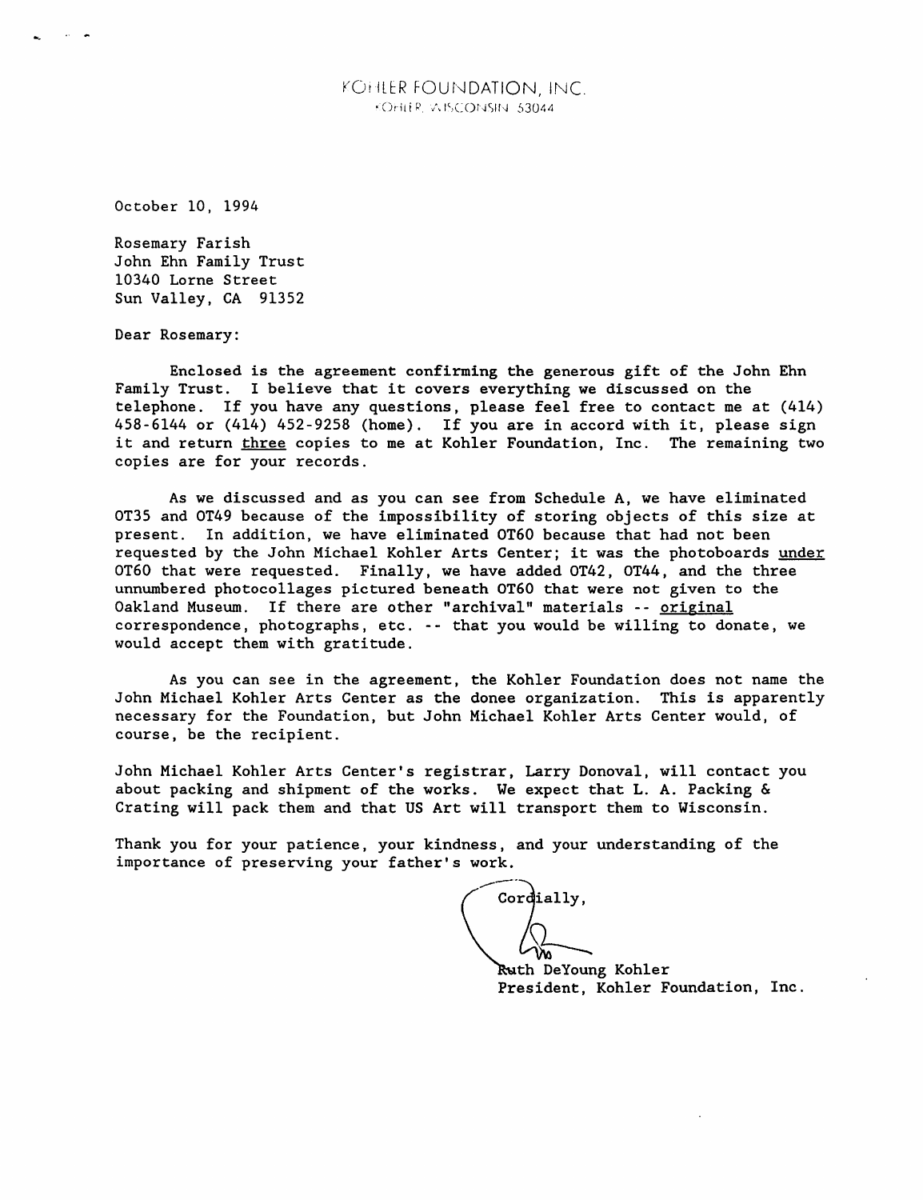KOHLER FOUNDATION, INC.
KOHLER, WISCONSIN 53044

October 10, 1994

Rosemary Farish
John Ehn Family Trust
10340 Lorne Street
Sun Valley, CA 91352

Dear Rosemary:

Enclosed is the agreement confirming the generous gift of the John Ehn Family Trust. I believe that it covers everything we discussed on the telephone. If you have any questions, please feel free to contact me at (414) 458-6144 or (414) 452-9258 (home). If you are in accord with it, please sign it and return <u>three</u> copies to me at Kohler Foundation, Inc. The remaining two copies are for your records.

As we discussed and as you can see from Schedule A, we have eliminated OT35 and OT49 because of the impossibility of storing objects of this size at present. In addition, we have eliminated OT60 because that had not been requested by the John Michael Kohler Arts Center; it was the photoboards <u>under</u> OT60 that were requested. Finally, we have added OT42, OT44, and the three unnumbered photocollages pictured beneath OT60 that were not given to the Oakland Museum. If there are other "archival" materials -- <u>original</u> correspondence, photographs, etc. -- that you would be willing to donate, we would accept them with gratitude.

As you can see in the agreement, the Kohler Foundation does not name the John Michael Kohler Arts Center as the donee organization. This is apparently necessary for the Foundation, but John Michael Kohler Arts Center would, of course, be the recipient.

John Michael Kohler Arts Center's registrar, Larry Donoval, will contact you about packing and shipment of the works. We expect that L. A. Packing & Crating will pack them and that US Art will transport them to Wisconsin.

Thank you for your patience, your kindness, and your understanding of the importance of preserving your father's work.

Cordially,

Ruth DeYoung Kohler
President, Kohler Foundation, Inc.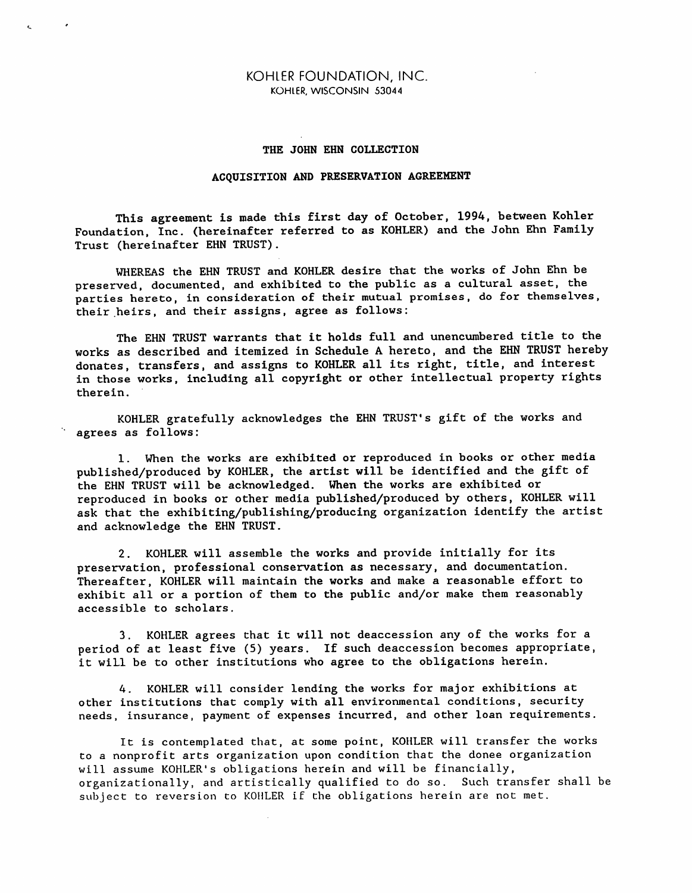# KOHLER FOUNDATION, INC.

KOHLER, WISCONSIN 53044

**THE JOHN EHN COLLECTION**

**ACQUISITION AND PRESERVATION AGREEMENT**

This agreement is made this first day of October, 1994, between Kohler Foundation, Inc. (hereinafter referred to as KOHLER) and the John Ehn Family Trust (hereinafter EHN TRUST).

WHEREAS the EHN TRUST and KOHLER desire that the works of John Ehn be preserved, documented, and exhibited to the public as a cultural asset, the parties hereto, in consideration of their mutual promises, do for themselves, their heirs, and their assigns, agree as follows:

The EHN TRUST warrants that it holds full and unencumbered title to the works as described and itemized in Schedule A hereto, and the EHN TRUST hereby donates, transfers, and assigns to KOHLER all its right, title, and interest in those works, including all copyright or other intellectual property rights therein.

KOHLER gratefully acknowledges the EHN TRUST's gift of the works and agrees as follows:

1. When the works are exhibited or reproduced in books or other media published/produced by KOHLER, the artist will be identified and the gift of the EHN TRUST will be acknowledged. When the works are exhibited or reproduced in books or other media published/produced by others, KOHLER will ask that the exhibiting/publishing/producing organization identify the artist and acknowledge the EHN TRUST.

2. KOHLER will assemble the works and provide initially for its preservation, professional conservation as necessary, and documentation. Thereafter, KOHLER will maintain the works and make a reasonable effort to exhibit all or a portion of them to the public and/or make them reasonably accessible to scholars.

3. KOHLER agrees that it will not deaccession any of the works for a period of at least five (5) years. If such deaccession becomes appropriate, it will be to other institutions who agree to the obligations herein.

4. KOHLER will consider lending the works for major exhibitions at other institutions that comply with all environmental conditions, security needs, insurance, payment of expenses incurred, and other loan requirements.

It is contemplated that, at some point, KOHLER will transfer the works to a nonprofit arts organization upon condition that the donee organization will assume KOHLER's obligations herein and will be financially, organizationally, and artistically qualified to do so. Such transfer shall be subject to reversion to KOHLER if the obligations herein are not met.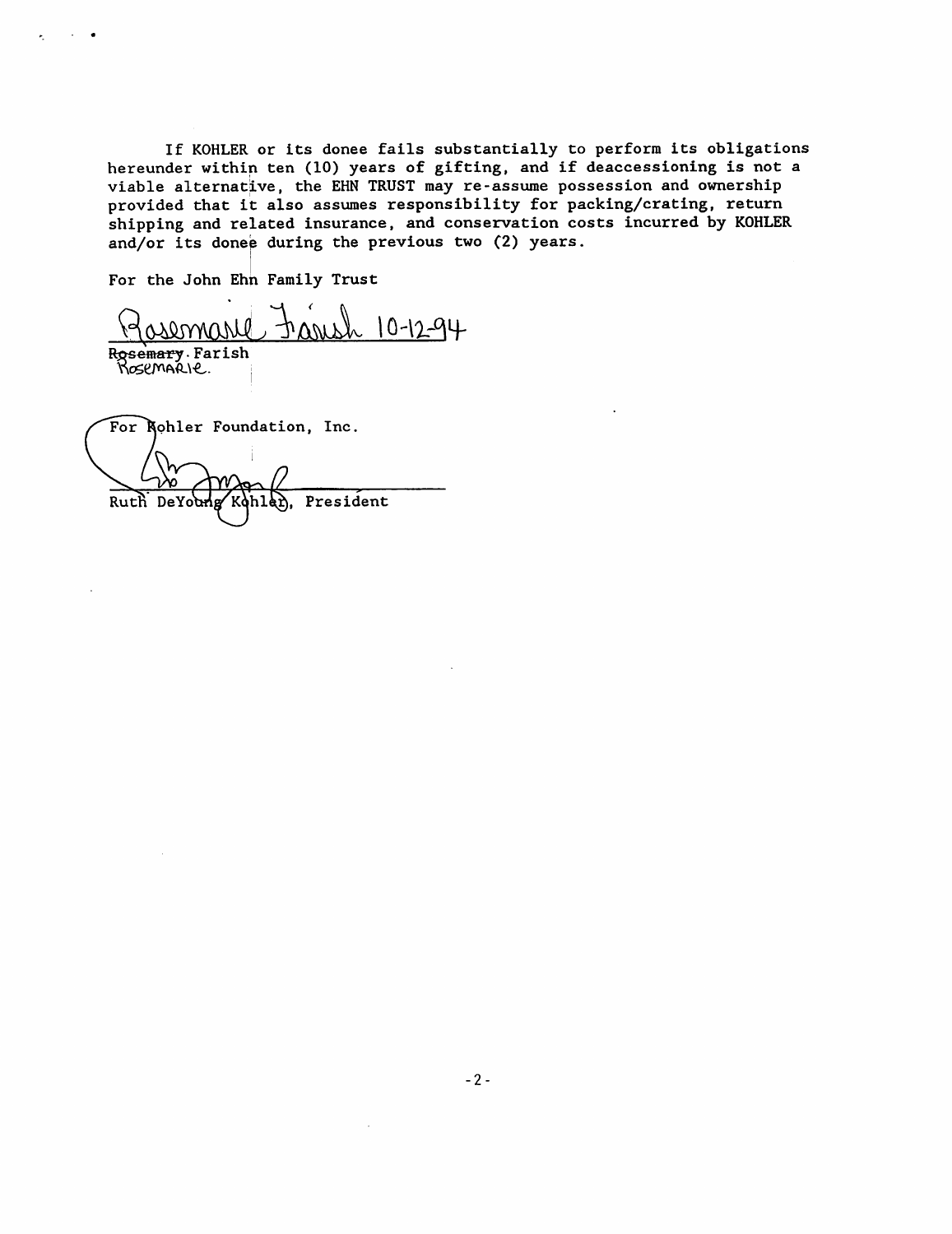If KOHLER or its donee fails substantially to perform its obligations hereunder within ten (10) years of gifting, and if deaccessioning is not a viable alternative, the EHN TRUST may re-assume possession and ownership provided that it also assumes responsibility for packing/crating, return shipping and related insurance, and conservation costs incurred by KOHLER and/or its donee during the previous two (2) years.

For the John Ehn Family Trust

Rosemarie Farish 10-12-94

~~Rosemary~~ Farish
Rosemarie

For Kohler Foundation, Inc.

Ruth DeYoung Kohler, President